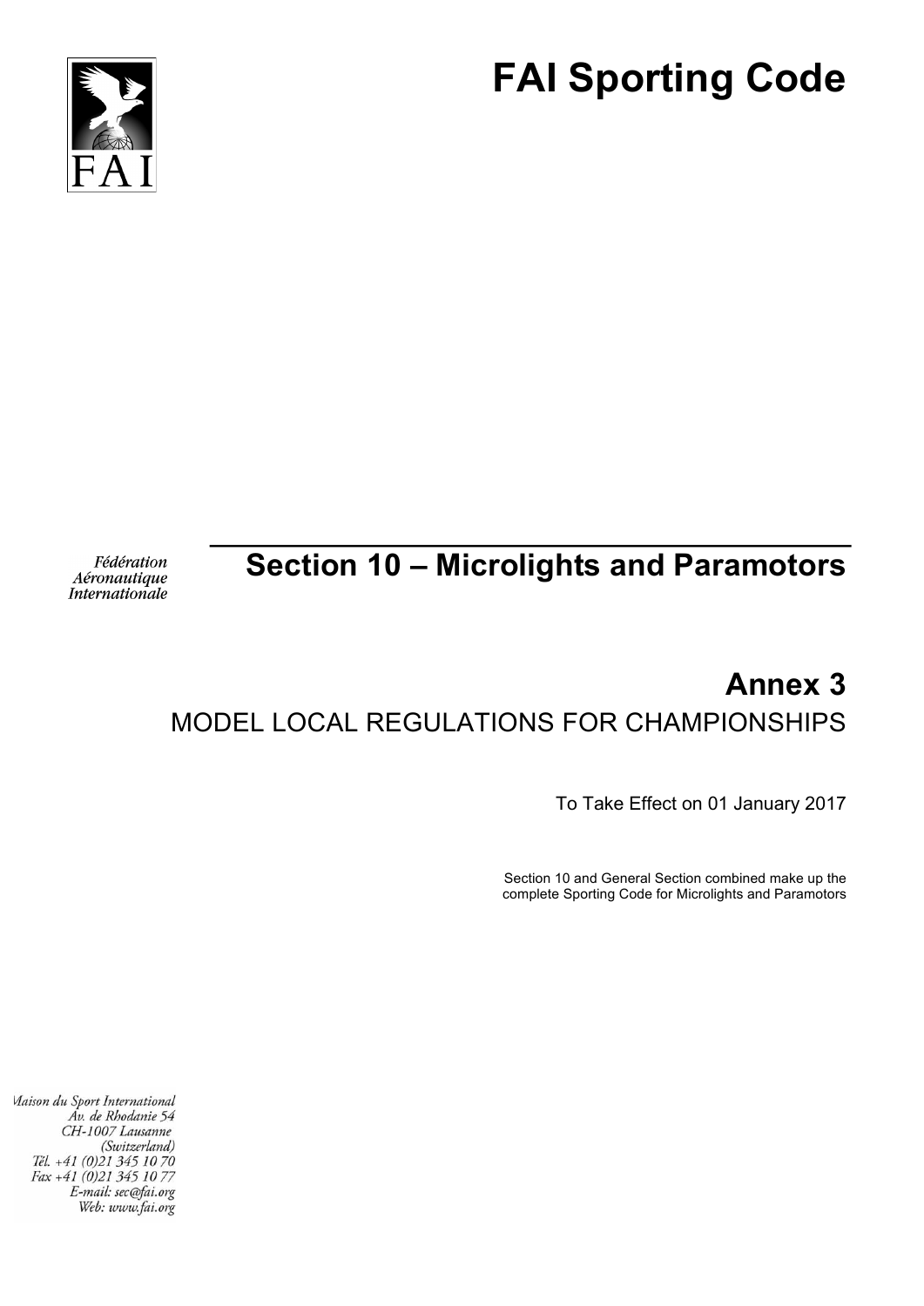# FAI Sporting Code

FAI

*Fédération Aéronautique Internationale*

## Section 10 – Microlights and Paramotors

## Annex 3

MODEL LOCAL REGULATIONS FOR CHAMPIONSHIPS

To Take Effect on 01 January 2017

Section 10 and General Section combined make up the complete Sporting Code for Microlights and Paramotors

*Maison du Sport International*
*Av. de Rhodanie 54*
*CH-1007 Lausanne*
*(Switzerland)*
*Tél. +41 (0)21 345 10 70*
*Fax +41 (0)21 345 10 77*
*E-mail: sec@fai.org*
*Web: www.fai.org*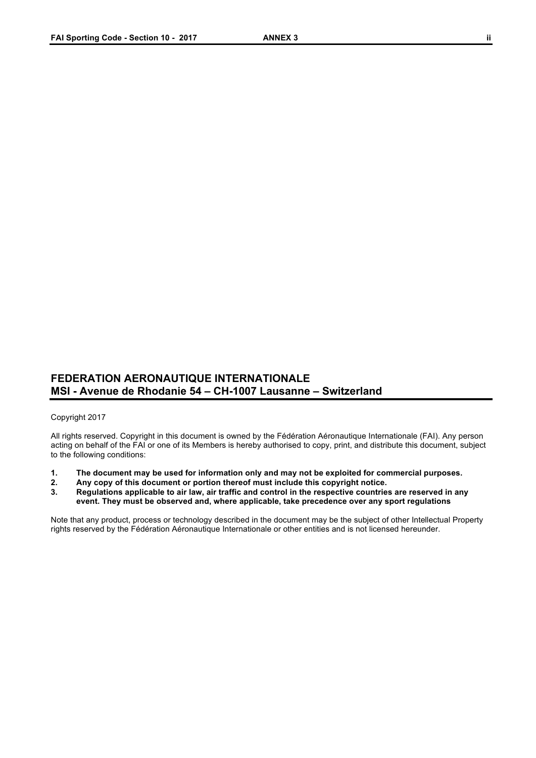**FEDERATION AERONAUTIQUE INTERNATIONALE**
**MSI - Avenue de Rhodanie 54 – CH-1007 Lausanne – Switzerland**

Copyright 2017

All rights reserved. Copyright in this document is owned by the Fédération Aéronautique Internationale (FAI). Any person acting on behalf of the FAI or one of its Members is hereby authorised to copy, print, and distribute this document, subject to the following conditions:

1. **The document may be used for information only and may not be exploited for commercial purposes.**
2. **Any copy of this document or portion thereof must include this copyright notice.**
3. **Regulations applicable to air law, air traffic and control in the respective countries are reserved in any event. They must be observed and, where applicable, take precedence over any sport regulations**

Note that any product, process or technology described in the document may be the subject of other Intellectual Property rights reserved by the Fédération Aéronautique Internationale or other entities and is not licensed hereunder.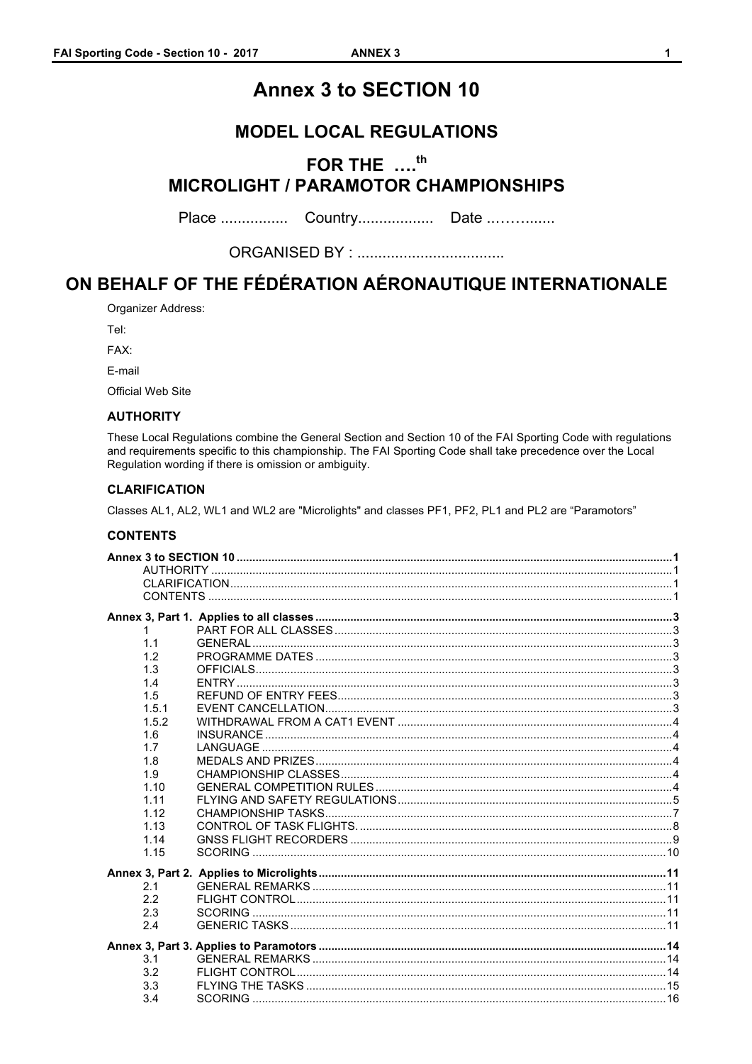# Annex 3 to SECTION 10

## MODEL LOCAL REGULATIONS

## FOR THE ….th MICROLIGHT / PARAMOTOR CHAMPIONSHIPS

Place ................ Country.................. Date ..……........

ORGANISED BY : ...................................

# ON BEHALF OF THE FÉDÉRATION AÉRONAUTIQUE INTERNATIONALE

Organizer Address:

Tel:

FAX:

E-mail

Official Web Site

### AUTHORITY

These Local Regulations combine the General Section and Section 10 of the FAI Sporting Code with regulations and requirements specific to this championship. The FAI Sporting Code shall take precedence over the Local Regulation wording if there is omission or ambiguity.

### CLARIFICATION

Classes AL1, AL2, WL1 and WL2 are "Microlights" and classes PF1, PF2, PL1 and PL2 are "Paramotors"

### CONTENTS

**Annex 3 to SECTION 10** .......... 1
- AUTHORITY .......... 1
- CLARIFICATION .......... 1
- CONTENTS .......... 1

**Annex 3, Part 1. Applies to all classes** .......... 3

| | | |
|---|---|---|
| 1 | PART FOR ALL CLASSES | 3 |
| 1.1 | GENERAL | 3 |
| 1.2 | PROGRAMME DATES | 3 |
| 1.3 | OFFICIALS | 3 |
| 1.4 | ENTRY | 3 |
| 1.5 | REFUND OF ENTRY FEES | 3 |
| 1.5.1 | EVENT CANCELLATION | 3 |
| 1.5.2 | WITHDRAWAL FROM A CAT1 EVENT | 4 |
| 1.6 | INSURANCE | 4 |
| 1.7 | LANGUAGE | 4 |
| 1.8 | MEDALS AND PRIZES | 4 |
| 1.9 | CHAMPIONSHIP CLASSES | 4 |
| 1.10 | GENERAL COMPETITION RULES | 4 |
| 1.11 | FLYING AND SAFETY REGULATIONS | 5 |
| 1.12 | CHAMPIONSHIP TASKS | 7 |
| 1.13 | CONTROL OF TASK FLIGHTS. | 8 |
| 1.14 | GNSS FLIGHT RECORDERS | 9 |
| 1.15 | SCORING | 10 |

**Annex 3, Part 2. Applies to Microlights** .......... 11

| | | |
|---|---|---|
| 2.1 | GENERAL REMARKS | 11 |
| 2.2 | FLIGHT CONTROL | 11 |
| 2.3 | SCORING | 11 |
| 2.4 | GENERIC TASKS | 11 |

**Annex 3, Part 3. Applies to Paramotors** .......... 14

| | | |
|---|---|---|
| 3.1 | GENERAL REMARKS | 14 |
| 3.2 | FLIGHT CONTROL | 14 |
| 3.3 | FLYING THE TASKS | 15 |
| 3.4 | SCORING | 16 |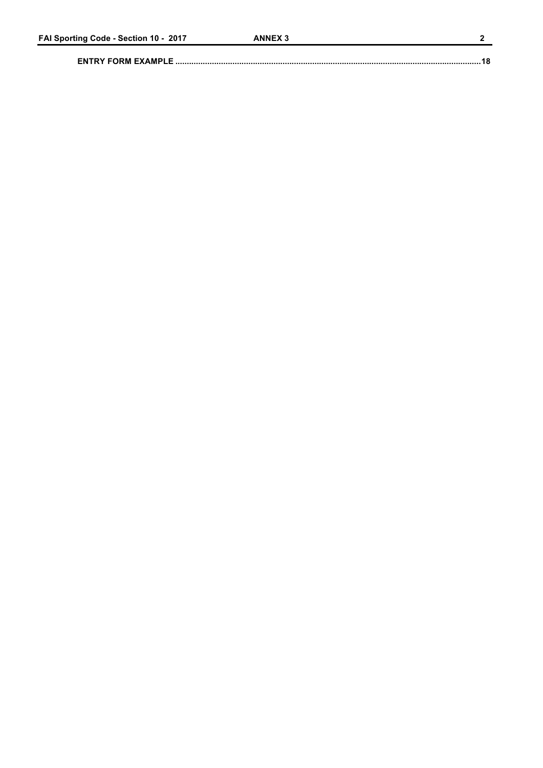**ENTRY FORM EXAMPLE** .......................................................................................................................................18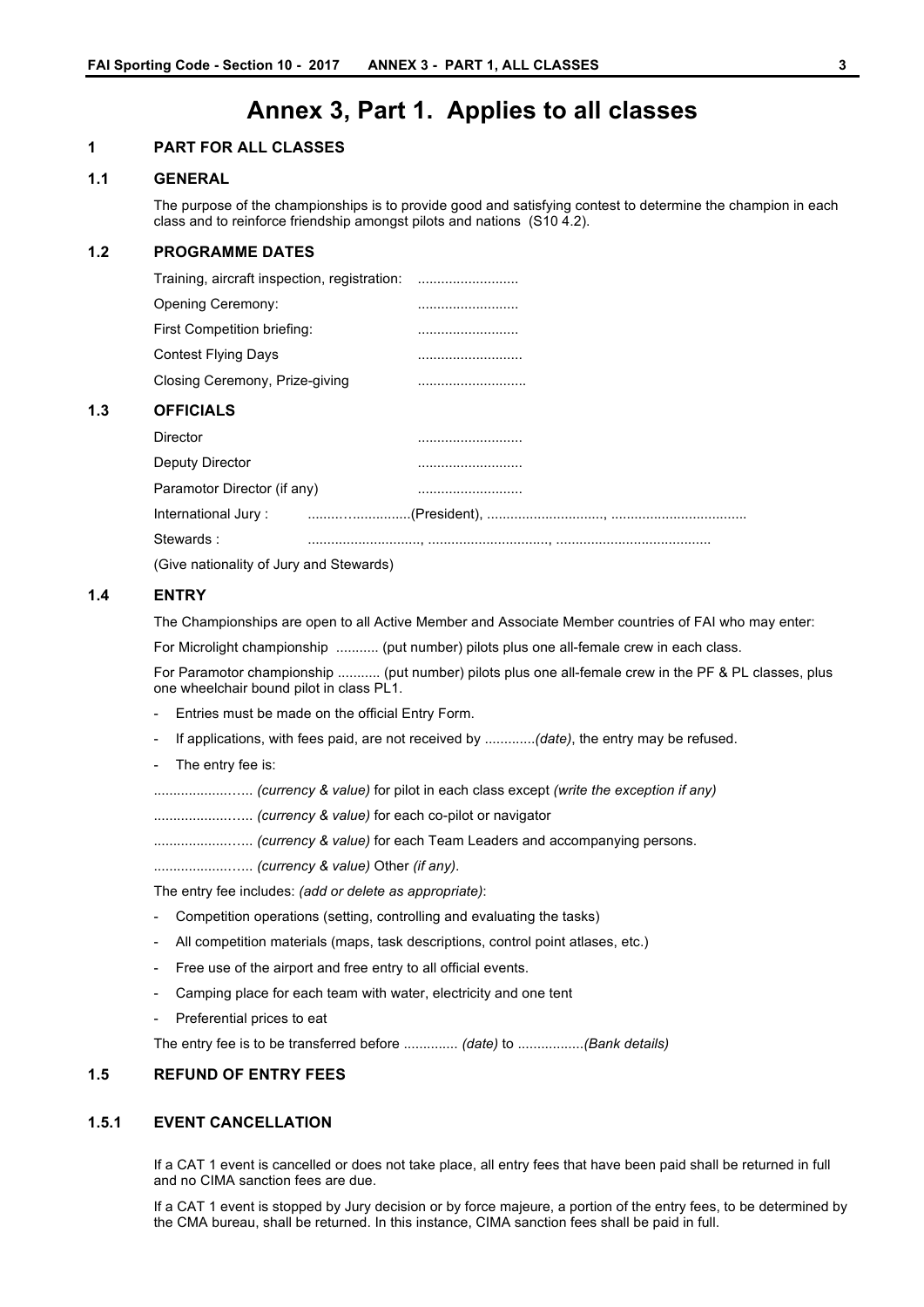# Annex 3, Part 1. Applies to all classes

## 1 PART FOR ALL CLASSES

### 1.1 GENERAL

The purpose of the championships is to provide good and satisfying contest to determine the champion in each class and to reinforce friendship amongst pilots and nations (S10 4.2).

### 1.2 PROGRAMME DATES

Training, aircraft inspection, registration: ..........................

Opening Ceremony: ..........................

First Competition briefing: ..........................

Contest Flying Days ...........................

Closing Ceremony, Prize-giving ............................

### 1.3 OFFICIALS

Director ...........................

Deputy Director ...........................

Paramotor Director (if any) ...........................

International Jury : .........…...............(President), .............................., ..................................

Stewards : ............................., ................................, .......................................

(Give nationality of Jury and Stewards)

### 1.4 ENTRY

The Championships are open to all Active Member and Associate Member countries of FAI who may enter:

For Microlight championship ........... (put number) pilots plus one all-female crew in each class.

For Paramotor championship ........... (put number) pilots plus one all-female crew in the PF & PL classes, plus one wheelchair bound pilot in class PL1.

- Entries must be made on the official Entry Form.
- If applications, with fees paid, are not received by .............*(date)*, the entry may be refused.
- The entry fee is:

......................….. *(currency & value)* for pilot in each class except *(write the exception if any)*

......................….. *(currency & value)* for each co-pilot or navigator

......................….. *(currency & value)* for each Team Leaders and accompanying persons.

......................….. *(currency & value)* Other *(if any)*.

The entry fee includes: *(add or delete as appropriate)*:

- Competition operations (setting, controlling and evaluating the tasks)
- All competition materials (maps, task descriptions, control point atlases, etc.)
- Free use of the airport and free entry to all official events.
- Camping place for each team with water, electricity and one tent
- Preferential prices to eat

The entry fee is to be transferred before .............. *(date)* to .................*(Bank details)*

### 1.5 REFUND OF ENTRY FEES

#### 1.5.1 EVENT CANCELLATION

If a CAT 1 event is cancelled or does not take place, all entry fees that have been paid shall be returned in full and no CIMA sanction fees are due.

If a CAT 1 event is stopped by Jury decision or by force majeure, a portion of the entry fees, to be determined by the CMA bureau, shall be returned. In this instance, CIMA sanction fees shall be paid in full.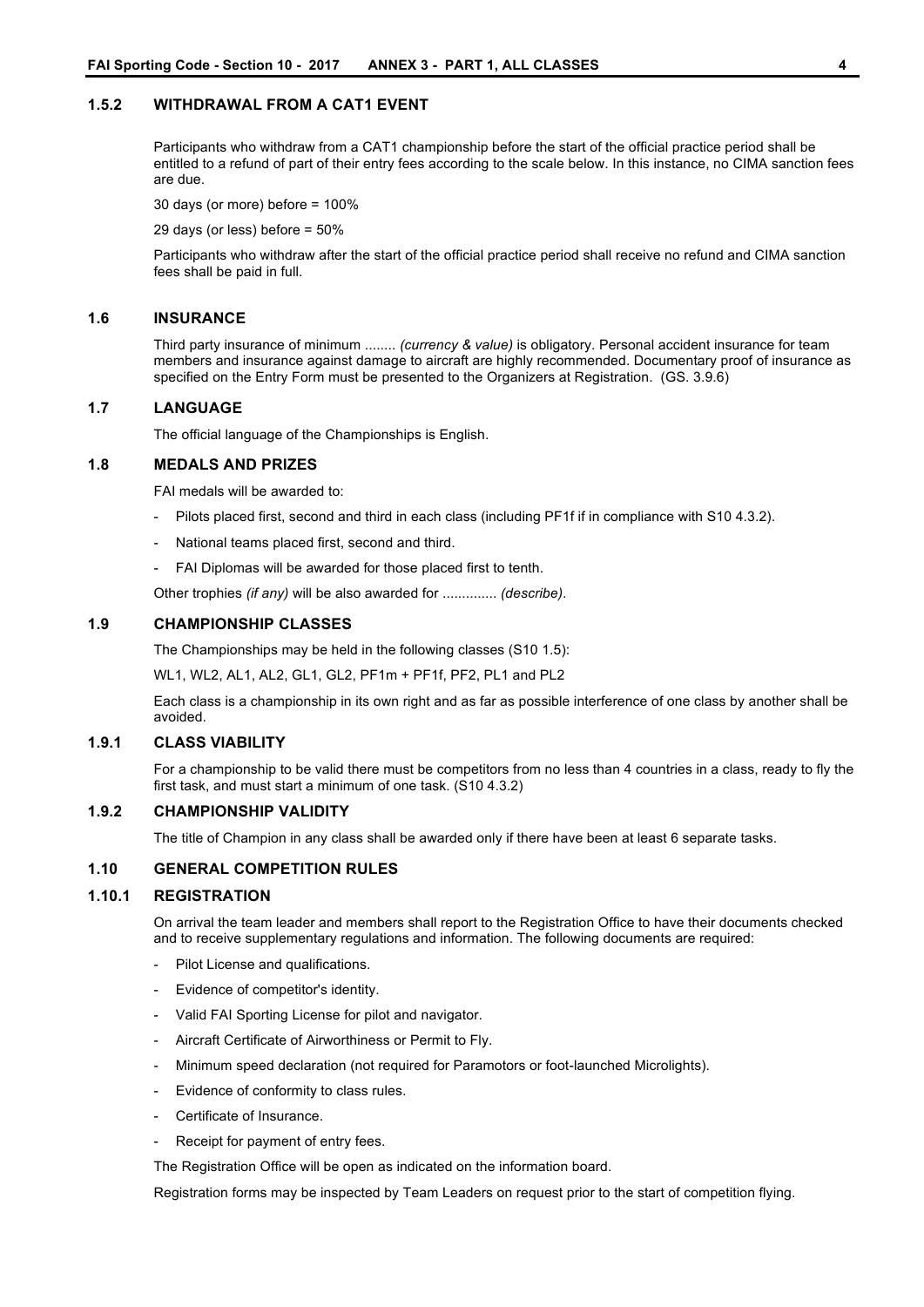### 1.5.2 WITHDRAWAL FROM A CAT1 EVENT

Participants who withdraw from a CAT1 championship before the start of the official practice period shall be entitled to a refund of part of their entry fees according to the scale below. In this instance, no CIMA sanction fees are due.

30 days (or more) before = 100%

29 days (or less) before = 50%

Participants who withdraw after the start of the official practice period shall receive no refund and CIMA sanction fees shall be paid in full.

### 1.6 INSURANCE

Third party insurance of minimum ........ *(currency & value)* is obligatory. Personal accident insurance for team members and insurance against damage to aircraft are highly recommended. Documentary proof of insurance as specified on the Entry Form must be presented to the Organizers at Registration. (GS. 3.9.6)

### 1.7 LANGUAGE

The official language of the Championships is English.

### 1.8 MEDALS AND PRIZES

FAI medals will be awarded to:

- Pilots placed first, second and third in each class (including PF1f if in compliance with S10 4.3.2).
- National teams placed first, second and third.
- FAI Diplomas will be awarded for those placed first to tenth.

Other trophies *(if any)* will be also awarded for .............. *(describe)*.

### 1.9 CHAMPIONSHIP CLASSES

The Championships may be held in the following classes (S10 1.5):

WL1, WL2, AL1, AL2, GL1, GL2, PF1m + PF1f, PF2, PL1 and PL2

Each class is a championship in its own right and as far as possible interference of one class by another shall be avoided.

### 1.9.1 CLASS VIABILITY

For a championship to be valid there must be competitors from no less than 4 countries in a class, ready to fly the first task, and must start a minimum of one task. (S10 4.3.2)

### 1.9.2 CHAMPIONSHIP VALIDITY

The title of Champion in any class shall be awarded only if there have been at least 6 separate tasks.

### 1.10 GENERAL COMPETITION RULES

### 1.10.1 REGISTRATION

On arrival the team leader and members shall report to the Registration Office to have their documents checked and to receive supplementary regulations and information. The following documents are required:

- Pilot License and qualifications.
- Evidence of competitor's identity.
- Valid FAI Sporting License for pilot and navigator.
- Aircraft Certificate of Airworthiness or Permit to Fly.
- Minimum speed declaration (not required for Paramotors or foot-launched Microlights).
- Evidence of conformity to class rules.
- Certificate of Insurance.
- Receipt for payment of entry fees.

The Registration Office will be open as indicated on the information board.

Registration forms may be inspected by Team Leaders on request prior to the start of competition flying.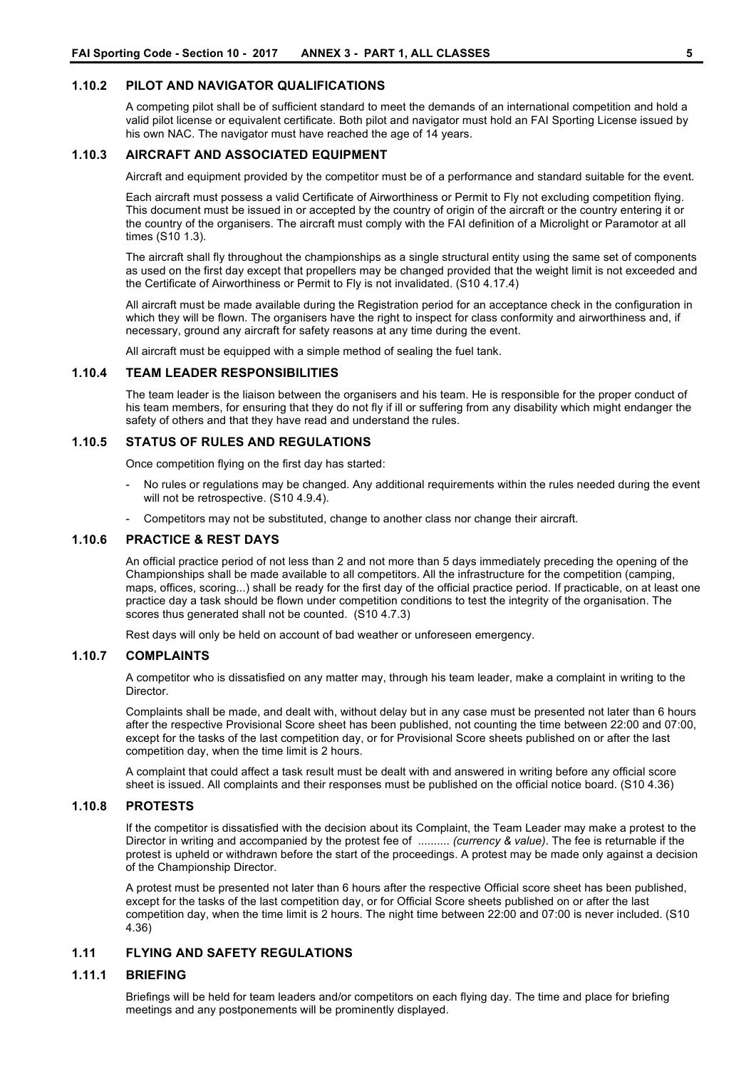### 1.10.2 PILOT AND NAVIGATOR QUALIFICATIONS

A competing pilot shall be of sufficient standard to meet the demands of an international competition and hold a valid pilot license or equivalent certificate. Both pilot and navigator must hold an FAI Sporting License issued by his own NAC. The navigator must have reached the age of 14 years.

### 1.10.3 AIRCRAFT AND ASSOCIATED EQUIPMENT

Aircraft and equipment provided by the competitor must be of a performance and standard suitable for the event.

Each aircraft must possess a valid Certificate of Airworthiness or Permit to Fly not excluding competition flying. This document must be issued in or accepted by the country of origin of the aircraft or the country entering it or the country of the organisers. The aircraft must comply with the FAI definition of a Microlight or Paramotor at all times (S10 1.3).

The aircraft shall fly throughout the championships as a single structural entity using the same set of components as used on the first day except that propellers may be changed provided that the weight limit is not exceeded and the Certificate of Airworthiness or Permit to Fly is not invalidated. (S10 4.17.4)

All aircraft must be made available during the Registration period for an acceptance check in the configuration in which they will be flown. The organisers have the right to inspect for class conformity and airworthiness and, if necessary, ground any aircraft for safety reasons at any time during the event.

All aircraft must be equipped with a simple method of sealing the fuel tank.

### 1.10.4 TEAM LEADER RESPONSIBILITIES

The team leader is the liaison between the organisers and his team. He is responsible for the proper conduct of his team members, for ensuring that they do not fly if ill or suffering from any disability which might endanger the safety of others and that they have read and understand the rules.

### 1.10.5 STATUS OF RULES AND REGULATIONS

Once competition flying on the first day has started:

- No rules or regulations may be changed. Any additional requirements within the rules needed during the event will not be retrospective. (S10 4.9.4).
- Competitors may not be substituted, change to another class nor change their aircraft.

### 1.10.6 PRACTICE & REST DAYS

An official practice period of not less than 2 and not more than 5 days immediately preceding the opening of the Championships shall be made available to all competitors. All the infrastructure for the competition (camping, maps, offices, scoring...) shall be ready for the first day of the official practice period. If practicable, on at least one practice day a task should be flown under competition conditions to test the integrity of the organisation. The scores thus generated shall not be counted. (S10 4.7.3)

Rest days will only be held on account of bad weather or unforeseen emergency.

### 1.10.7 COMPLAINTS

A competitor who is dissatisfied on any matter may, through his team leader, make a complaint in writing to the Director.

Complaints shall be made, and dealt with, without delay but in any case must be presented not later than 6 hours after the respective Provisional Score sheet has been published, not counting the time between 22:00 and 07:00, except for the tasks of the last competition day, or for Provisional Score sheets published on or after the last competition day, when the time limit is 2 hours.

A complaint that could affect a task result must be dealt with and answered in writing before any official score sheet is issued. All complaints and their responses must be published on the official notice board. (S10 4.36)

### 1.10.8 PROTESTS

If the competitor is dissatisfied with the decision about its Complaint, the Team Leader may make a protest to the Director in writing and accompanied by the protest fee of .......... *(currency & value)*. The fee is returnable if the protest is upheld or withdrawn before the start of the proceedings. A protest may be made only against a decision of the Championship Director.

A protest must be presented not later than 6 hours after the respective Official score sheet has been published, except for the tasks of the last competition day, or for Official Score sheets published on or after the last competition day, when the time limit is 2 hours. The night time between 22:00 and 07:00 is never included. (S10 4.36)

## 1.11 FLYING AND SAFETY REGULATIONS

### 1.11.1 BRIEFING

Briefings will be held for team leaders and/or competitors on each flying day. The time and place for briefing meetings and any postponements will be prominently displayed.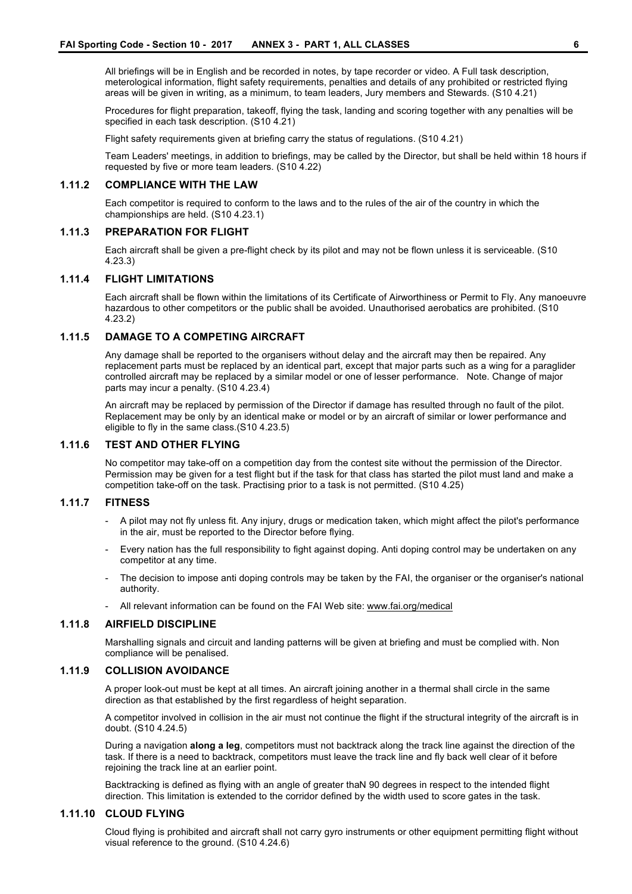All briefings will be in English and be recorded in notes, by tape recorder or video. A Full task description, meterological information, flight safety requirements, penalties and details of any prohibited or restricted flying areas will be given in writing, as a minimum, to team leaders, Jury members and Stewards. (S10 4.21)

Procedures for flight preparation, takeoff, flying the task, landing and scoring together with any penalties will be specified in each task description. (S10 4.21)

Flight safety requirements given at briefing carry the status of regulations. (S10 4.21)

Team Leaders' meetings, in addition to briefings, may be called by the Director, but shall be held within 18 hours if requested by five or more team leaders. (S10 4.22)

### 1.11.2 COMPLIANCE WITH THE LAW

Each competitor is required to conform to the laws and to the rules of the air of the country in which the championships are held. (S10 4.23.1)

### 1.11.3 PREPARATION FOR FLIGHT

Each aircraft shall be given a pre-flight check by its pilot and may not be flown unless it is serviceable. (S10 4.23.3)

### 1.11.4 FLIGHT LIMITATIONS

Each aircraft shall be flown within the limitations of its Certificate of Airworthiness or Permit to Fly. Any manoeuvre hazardous to other competitors or the public shall be avoided. Unauthorised aerobatics are prohibited. (S10 4.23.2)

### 1.11.5 DAMAGE TO A COMPETING AIRCRAFT

Any damage shall be reported to the organisers without delay and the aircraft may then be repaired. Any replacement parts must be replaced by an identical part, except that major parts such as a wing for a paraglider controlled aircraft may be replaced by a similar model or one of lesser performance. Note. Change of major parts may incur a penalty. (S10 4.23.4)

An aircraft may be replaced by permission of the Director if damage has resulted through no fault of the pilot. Replacement may be only by an identical make or model or by an aircraft of similar or lower performance and eligible to fly in the same class.(S10 4.23.5)

### 1.11.6 TEST AND OTHER FLYING

No competitor may take-off on a competition day from the contest site without the permission of the Director. Permission may be given for a test flight but if the task for that class has started the pilot must land and make a competition take-off on the task. Practising prior to a task is not permitted. (S10 4.25)

### 1.11.7 FITNESS

- A pilot may not fly unless fit. Any injury, drugs or medication taken, which might affect the pilot's performance in the air, must be reported to the Director before flying.
- Every nation has the full responsibility to fight against doping. Anti doping control may be undertaken on any competitor at any time.
- The decision to impose anti doping controls may be taken by the FAI, the organiser or the organiser's national authority.
- All relevant information can be found on the FAI Web site: www.fai.org/medical

### 1.11.8 AIRFIELD DISCIPLINE

Marshalling signals and circuit and landing patterns will be given at briefing and must be complied with. Non compliance will be penalised.

### 1.11.9 COLLISION AVOIDANCE

A proper look-out must be kept at all times. An aircraft joining another in a thermal shall circle in the same direction as that established by the first regardless of height separation.

A competitor involved in collision in the air must not continue the flight if the structural integrity of the aircraft is in doubt. (S10 4.24.5)

During a navigation **along a leg**, competitors must not backtrack along the track line against the direction of the task. If there is a need to backtrack, competitors must leave the track line and fly back well clear of it before rejoining the track line at an earlier point.

Backtracking is defined as flying with an angle of greater thaN 90 degrees in respect to the intended flight direction. This limitation is extended to the corridor defined by the width used to score gates in the task.

### 1.11.10 CLOUD FLYING

Cloud flying is prohibited and aircraft shall not carry gyro instruments or other equipment permitting flight without visual reference to the ground. (S10 4.24.6)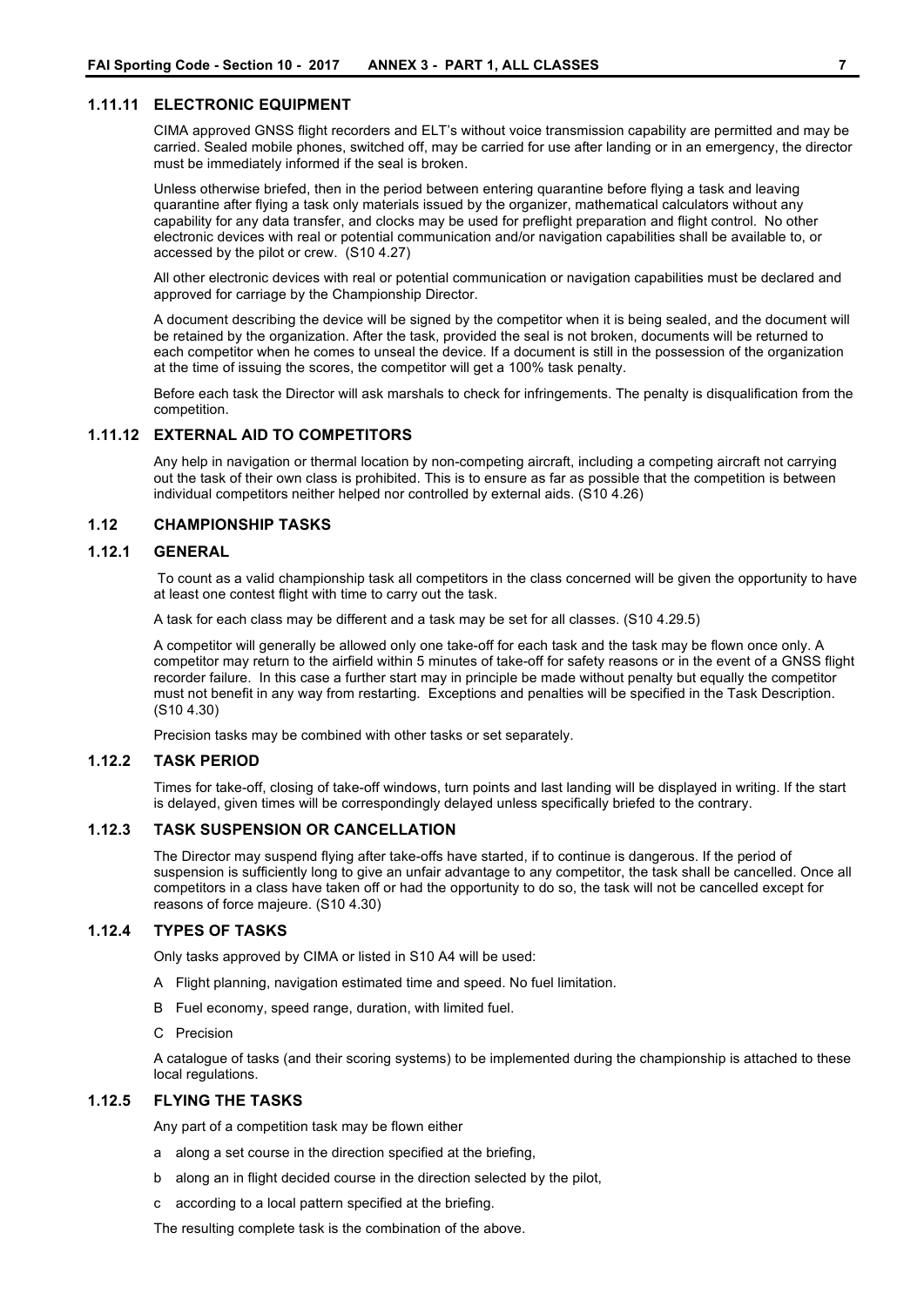### 1.11.11 ELECTRONIC EQUIPMENT

CIMA approved GNSS flight recorders and ELT's without voice transmission capability are permitted and may be carried. Sealed mobile phones, switched off, may be carried for use after landing or in an emergency, the director must be immediately informed if the seal is broken.

Unless otherwise briefed, then in the period between entering quarantine before flying a task and leaving quarantine after flying a task only materials issued by the organizer, mathematical calculators without any capability for any data transfer, and clocks may be used for preflight preparation and flight control. No other electronic devices with real or potential communication and/or navigation capabilities shall be available to, or accessed by the pilot or crew. (S10 4.27)

All other electronic devices with real or potential communication or navigation capabilities must be declared and approved for carriage by the Championship Director.

A document describing the device will be signed by the competitor when it is being sealed, and the document will be retained by the organization. After the task, provided the seal is not broken, documents will be returned to each competitor when he comes to unseal the device. If a document is still in the possession of the organization at the time of issuing the scores, the competitor will get a 100% task penalty.

Before each task the Director will ask marshals to check for infringements. The penalty is disqualification from the competition.

### 1.11.12 EXTERNAL AID TO COMPETITORS

Any help in navigation or thermal location by non-competing aircraft, including a competing aircraft not carrying out the task of their own class is prohibited. This is to ensure as far as possible that the competition is between individual competitors neither helped nor controlled by external aids. (S10 4.26)

## 1.12 CHAMPIONSHIP TASKS

### 1.12.1 GENERAL

To count as a valid championship task all competitors in the class concerned will be given the opportunity to have at least one contest flight with time to carry out the task.

A task for each class may be different and a task may be set for all classes. (S10 4.29.5)

A competitor will generally be allowed only one take-off for each task and the task may be flown once only. A competitor may return to the airfield within 5 minutes of take-off for safety reasons or in the event of a GNSS flight recorder failure. In this case a further start may in principle be made without penalty but equally the competitor must not benefit in any way from restarting. Exceptions and penalties will be specified in the Task Description. (S10 4.30)

Precision tasks may be combined with other tasks or set separately.

### 1.12.2 TASK PERIOD

Times for take-off, closing of take-off windows, turn points and last landing will be displayed in writing. If the start is delayed, given times will be correspondingly delayed unless specifically briefed to the contrary.

### 1.12.3 TASK SUSPENSION OR CANCELLATION

The Director may suspend flying after take-offs have started, if to continue is dangerous. If the period of suspension is sufficiently long to give an unfair advantage to any competitor, the task shall be cancelled. Once all competitors in a class have taken off or had the opportunity to do so, the task will not be cancelled except for reasons of force majeure. (S10 4.30)

### 1.12.4 TYPES OF TASKS

Only tasks approved by CIMA or listed in S10 A4 will be used:

A Flight planning, navigation estimated time and speed. No fuel limitation.

B Fuel economy, speed range, duration, with limited fuel.

C Precision

A catalogue of tasks (and their scoring systems) to be implemented during the championship is attached to these local regulations.

### 1.12.5 FLYING THE TASKS

Any part of a competition task may be flown either

a along a set course in the direction specified at the briefing,

b along an in flight decided course in the direction selected by the pilot,

c according to a local pattern specified at the briefing.

The resulting complete task is the combination of the above.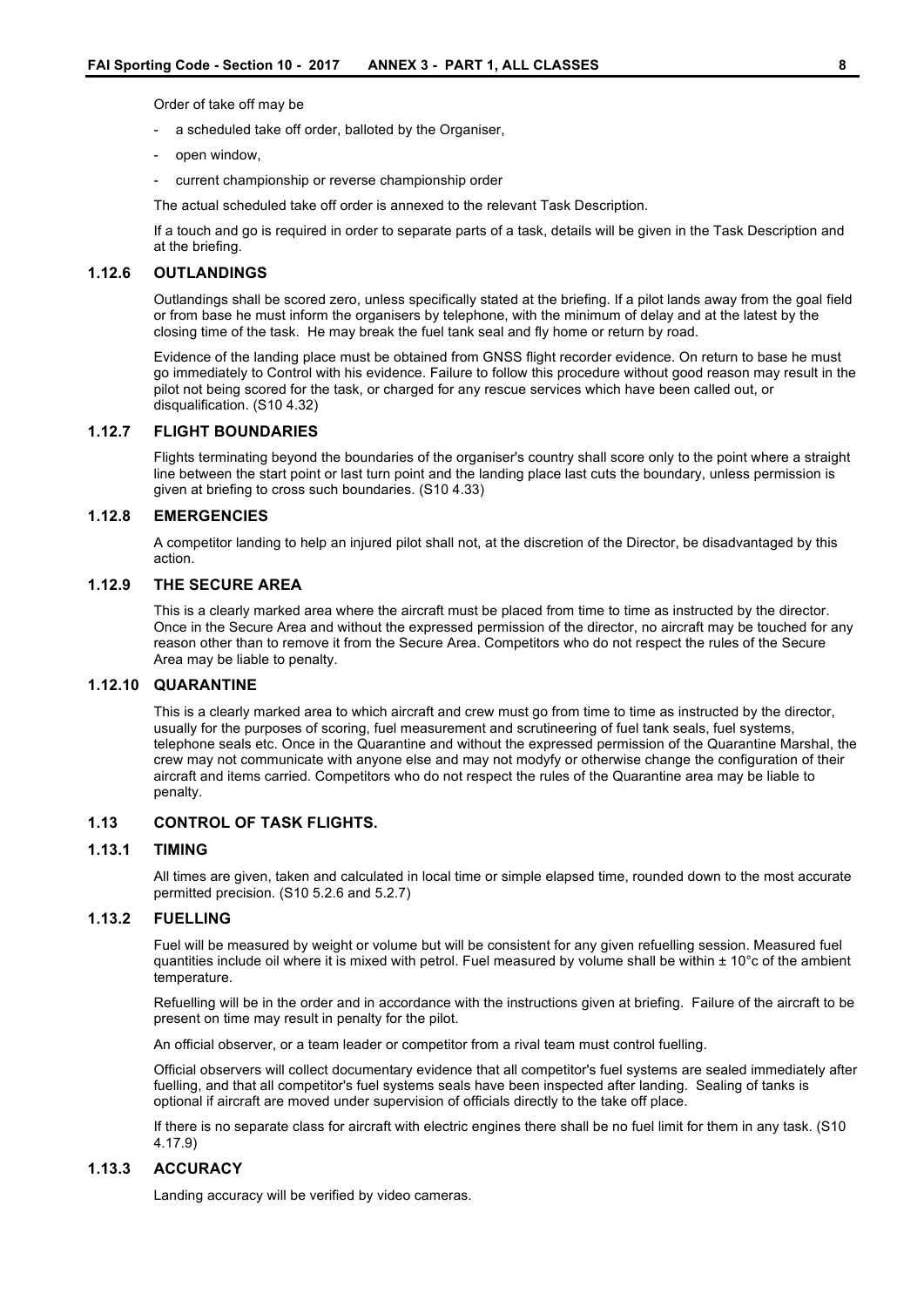Order of take off may be

- a scheduled take off order, balloted by the Organiser,
- open window,
- current championship or reverse championship order

The actual scheduled take off order is annexed to the relevant Task Description.

If a touch and go is required in order to separate parts of a task, details will be given in the Task Description and at the briefing.

### 1.12.6 OUTLANDINGS

Outlandings shall be scored zero, unless specifically stated at the briefing. If a pilot lands away from the goal field or from base he must inform the organisers by telephone, with the minimum of delay and at the latest by the closing time of the task. He may break the fuel tank seal and fly home or return by road.

Evidence of the landing place must be obtained from GNSS flight recorder evidence. On return to base he must go immediately to Control with his evidence. Failure to follow this procedure without good reason may result in the pilot not being scored for the task, or charged for any rescue services which have been called out, or disqualification. (S10 4.32)

### 1.12.7 FLIGHT BOUNDARIES

Flights terminating beyond the boundaries of the organiser's country shall score only to the point where a straight line between the start point or last turn point and the landing place last cuts the boundary, unless permission is given at briefing to cross such boundaries. (S10 4.33)

### 1.12.8 EMERGENCIES

A competitor landing to help an injured pilot shall not, at the discretion of the Director, be disadvantaged by this action.

### 1.12.9 THE SECURE AREA

This is a clearly marked area where the aircraft must be placed from time to time as instructed by the director. Once in the Secure Area and without the expressed permission of the director, no aircraft may be touched for any reason other than to remove it from the Secure Area. Competitors who do not respect the rules of the Secure Area may be liable to penalty.

### 1.12.10 QUARANTINE

This is a clearly marked area to which aircraft and crew must go from time to time as instructed by the director, usually for the purposes of scoring, fuel measurement and scrutineering of fuel tank seals, fuel systems, telephone seals etc. Once in the Quarantine and without the expressed permission of the Quarantine Marshal, the crew may not communicate with anyone else and may not modyfy or otherwise change the configuration of their aircraft and items carried. Competitors who do not respect the rules of the Quarantine area may be liable to penalty.

## 1.13 CONTROL OF TASK FLIGHTS.

### 1.13.1 TIMING

All times are given, taken and calculated in local time or simple elapsed time, rounded down to the most accurate permitted precision. (S10 5.2.6 and 5.2.7)

### 1.13.2 FUELLING

Fuel will be measured by weight or volume but will be consistent for any given refuelling session. Measured fuel quantities include oil where it is mixed with petrol. Fuel measured by volume shall be within ± 10°c of the ambient temperature.

Refuelling will be in the order and in accordance with the instructions given at briefing. Failure of the aircraft to be present on time may result in penalty for the pilot.

An official observer, or a team leader or competitor from a rival team must control fuelling.

Official observers will collect documentary evidence that all competitor's fuel systems are sealed immediately after fuelling, and that all competitor's fuel systems seals have been inspected after landing. Sealing of tanks is optional if aircraft are moved under supervision of officials directly to the take off place.

If there is no separate class for aircraft with electric engines there shall be no fuel limit for them in any task. (S10 4.17.9)

### 1.13.3 ACCURACY

Landing accuracy will be verified by video cameras.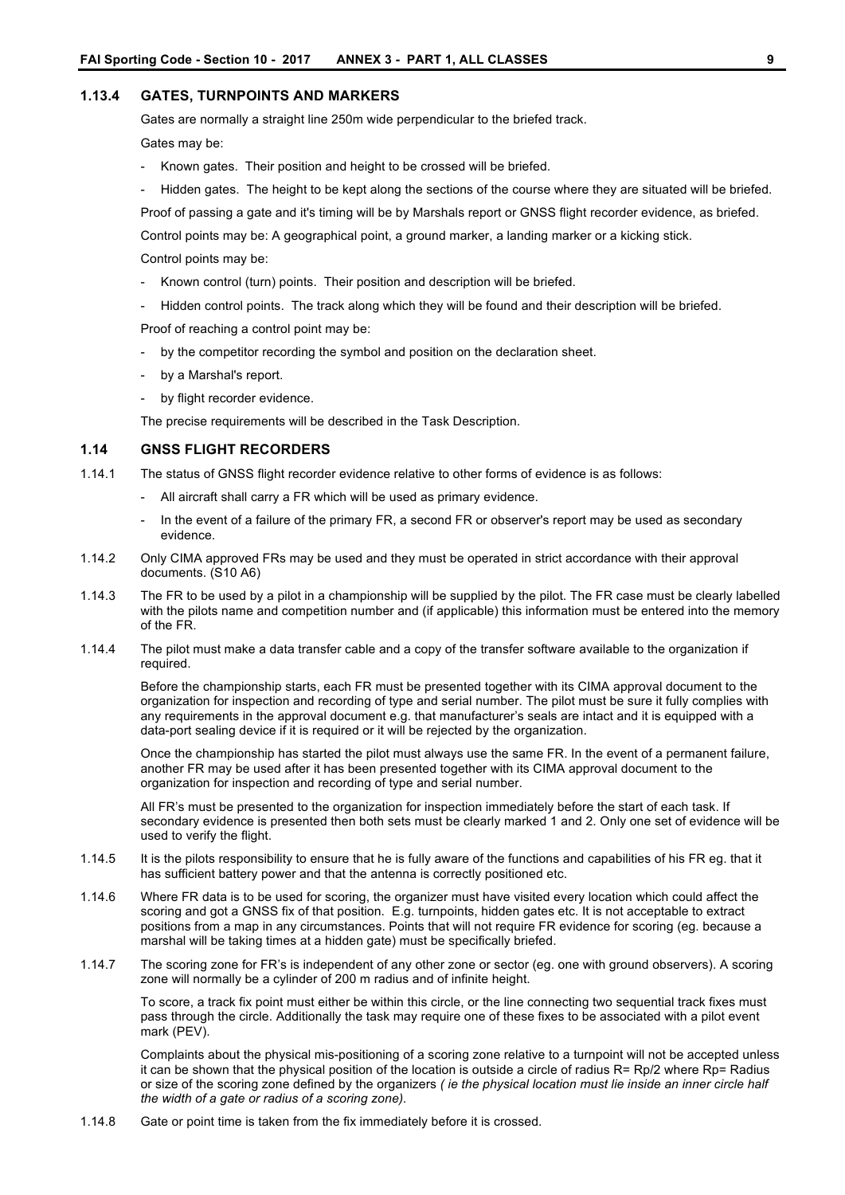### 1.13.4 GATES, TURNPOINTS AND MARKERS

Gates are normally a straight line 250m wide perpendicular to the briefed track.

Gates may be:

- Known gates. Their position and height to be crossed will be briefed.
- Hidden gates. The height to be kept along the sections of the course where they are situated will be briefed.

Proof of passing a gate and it's timing will be by Marshals report or GNSS flight recorder evidence, as briefed.

Control points may be: A geographical point, a ground marker, a landing marker or a kicking stick.

Control points may be:

- Known control (turn) points. Their position and description will be briefed.
- Hidden control points. The track along which they will be found and their description will be briefed.

Proof of reaching a control point may be:

- by the competitor recording the symbol and position on the declaration sheet.
- by a Marshal's report.
- by flight recorder evidence.

The precise requirements will be described in the Task Description.

## 1.14 GNSS FLIGHT RECORDERS

1.14.1 The status of GNSS flight recorder evidence relative to other forms of evidence is as follows:

- All aircraft shall carry a FR which will be used as primary evidence.
- In the event of a failure of the primary FR, a second FR or observer's report may be used as secondary evidence.

1.14.2 Only CIMA approved FRs may be used and they must be operated in strict accordance with their approval documents. (S10 A6)

1.14.3 The FR to be used by a pilot in a championship will be supplied by the pilot. The FR case must be clearly labelled with the pilots name and competition number and (if applicable) this information must be entered into the memory of the FR.

1.14.4 The pilot must make a data transfer cable and a copy of the transfer software available to the organization if required.

Before the championship starts, each FR must be presented together with its CIMA approval document to the organization for inspection and recording of type and serial number. The pilot must be sure it fully complies with any requirements in the approval document e.g. that manufacturer's seals are intact and it is equipped with a data-port sealing device if it is required or it will be rejected by the organization.

Once the championship has started the pilot must always use the same FR. In the event of a permanent failure, another FR may be used after it has been presented together with its CIMA approval document to the organization for inspection and recording of type and serial number.

All FR's must be presented to the organization for inspection immediately before the start of each task. If secondary evidence is presented then both sets must be clearly marked 1 and 2. Only one set of evidence will be used to verify the flight.

1.14.5 It is the pilots responsibility to ensure that he is fully aware of the functions and capabilities of his FR eg. that it has sufficient battery power and that the antenna is correctly positioned etc.

1.14.6 Where FR data is to be used for scoring, the organizer must have visited every location which could affect the scoring and got a GNSS fix of that position. E.g. turnpoints, hidden gates etc. It is not acceptable to extract positions from a map in any circumstances. Points that will not require FR evidence for scoring (eg. because a marshal will be taking times at a hidden gate) must be specifically briefed.

1.14.7 The scoring zone for FR's is independent of any other zone or sector (eg. one with ground observers). A scoring zone will normally be a cylinder of 200 m radius and of infinite height.

To score, a track fix point must either be within this circle, or the line connecting two sequential track fixes must pass through the circle. Additionally the task may require one of these fixes to be associated with a pilot event mark (PEV).

Complaints about the physical mis-positioning of a scoring zone relative to a turnpoint will not be accepted unless it can be shown that the physical position of the location is outside a circle of radius $R = Rp/2$ where $Rp$ = Radius or size of the scoring zone defined by the organizers *( ie the physical location must lie inside an inner circle half the width of a gate or radius of a scoring zone).*

1.14.8 Gate or point time is taken from the fix immediately before it is crossed.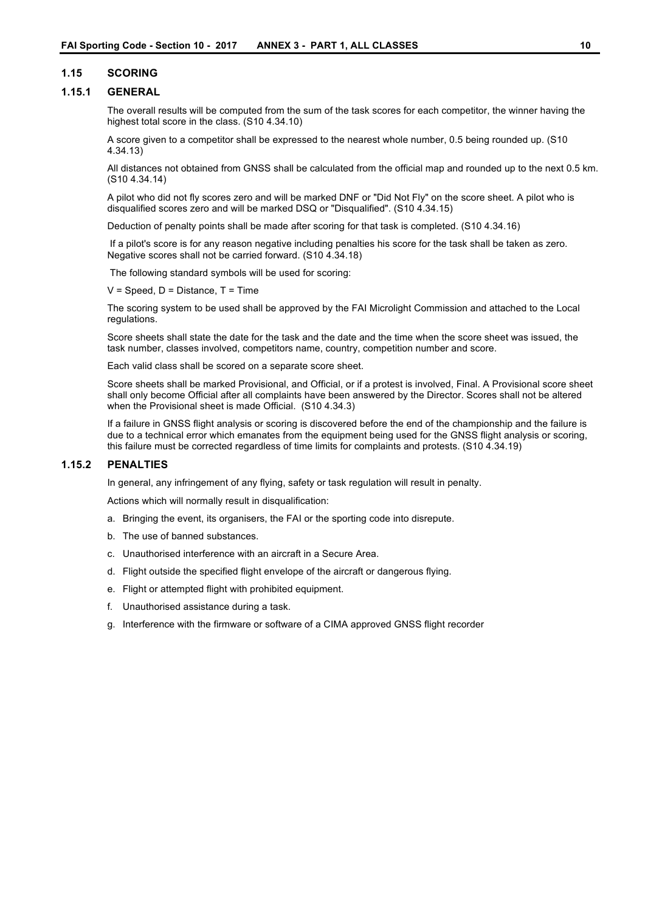## 1.15 SCORING

### 1.15.1 GENERAL

The overall results will be computed from the sum of the task scores for each competitor, the winner having the highest total score in the class. (S10 4.34.10)

A score given to a competitor shall be expressed to the nearest whole number, 0.5 being rounded up. (S10 4.34.13)

All distances not obtained from GNSS shall be calculated from the official map and rounded up to the next 0.5 km. (S10 4.34.14)

A pilot who did not fly scores zero and will be marked DNF or "Did Not Fly" on the score sheet. A pilot who is disqualified scores zero and will be marked DSQ or "Disqualified". (S10 4.34.15)

Deduction of penalty points shall be made after scoring for that task is completed. (S10 4.34.16)

If a pilot's score is for any reason negative including penalties his score for the task shall be taken as zero. Negative scores shall not be carried forward. (S10 4.34.18)

The following standard symbols will be used for scoring:

V = Speed, D = Distance, T = Time

The scoring system to be used shall be approved by the FAI Microlight Commission and attached to the Local regulations.

Score sheets shall state the date for the task and the date and the time when the score sheet was issued, the task number, classes involved, competitors name, country, competition number and score.

Each valid class shall be scored on a separate score sheet.

Score sheets shall be marked Provisional, and Official, or if a protest is involved, Final. A Provisional score sheet shall only become Official after all complaints have been answered by the Director. Scores shall not be altered when the Provisional sheet is made Official. (S10 4.34.3)

If a failure in GNSS flight analysis or scoring is discovered before the end of the championship and the failure is due to a technical error which emanates from the equipment being used for the GNSS flight analysis or scoring, this failure must be corrected regardless of time limits for complaints and protests. (S10 4.34.19)

### 1.15.2 PENALTIES

In general, any infringement of any flying, safety or task regulation will result in penalty.

Actions which will normally result in disqualification:

a. Bringing the event, its organisers, the FAI or the sporting code into disrepute.
b. The use of banned substances.
c. Unauthorised interference with an aircraft in a Secure Area.
d. Flight outside the specified flight envelope of the aircraft or dangerous flying.
e. Flight or attempted flight with prohibited equipment.
f. Unauthorised assistance during a task.
g. Interference with the firmware or software of a CIMA approved GNSS flight recorder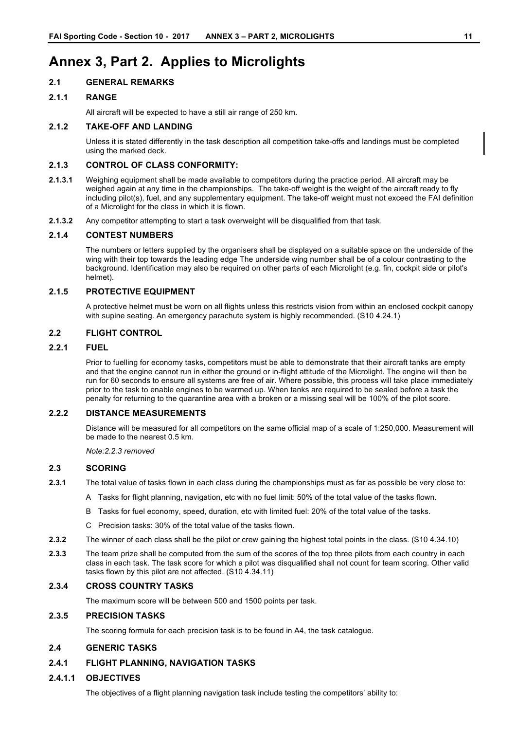# Annex 3, Part 2. Applies to Microlights

## 2.1 GENERAL REMARKS

### 2.1.1 RANGE

All aircraft will be expected to have a still air range of 250 km.

### 2.1.2 TAKE-OFF AND LANDING

Unless it is stated differently in the task description all competition take-offs and landings must be completed using the marked deck.

### 2.1.3 CONTROL OF CLASS CONFORMITY:

**2.1.3.1** Weighing equipment shall be made available to competitors during the practice period. All aircraft may be weighed again at any time in the championships. The take-off weight is the weight of the aircraft ready to fly including pilot(s), fuel, and any supplementary equipment. The take-off weight must not exceed the FAI definition of a Microlight for the class in which it is flown.

**2.1.3.2** Any competitor attempting to start a task overweight will be disqualified from that task.

### 2.1.4 CONTEST NUMBERS

The numbers or letters supplied by the organisers shall be displayed on a suitable space on the underside of the wing with their top towards the leading edge The underside wing number shall be of a colour contrasting to the background. Identification may also be required on other parts of each Microlight (e.g. fin, cockpit side or pilot's helmet).

### 2.1.5 PROTECTIVE EQUIPMENT

A protective helmet must be worn on all flights unless this restricts vision from within an enclosed cockpit canopy with supine seating. An emergency parachute system is highly recommended. (S10 4.24.1)

## 2.2 FLIGHT CONTROL

### 2.2.1 FUEL

Prior to fuelling for economy tasks, competitors must be able to demonstrate that their aircraft tanks are empty and that the engine cannot run in either the ground or in-flight attitude of the Microlight. The engine will then be run for 60 seconds to ensure all systems are free of air. Where possible, this process will take place immediately prior to the task to enable engines to be warmed up. When tanks are required to be sealed before a task the penalty for returning to the quarantine area with a broken or a missing seal will be 100% of the pilot score.

### 2.2.2 DISTANCE MEASUREMENTS

Distance will be measured for all competitors on the same official map of a scale of 1:250,000. Measurement will be made to the nearest 0.5 km.

*Note:2.2.3 removed*

## 2.3 SCORING

**2.3.1** The total value of tasks flown in each class during the championships must as far as possible be very close to:

A Tasks for flight planning, navigation, etc with no fuel limit: 50% of the total value of the tasks flown.

B Tasks for fuel economy, speed, duration, etc with limited fuel: 20% of the total value of the tasks.

C Precision tasks: 30% of the total value of the tasks flown.

**2.3.2** The winner of each class shall be the pilot or crew gaining the highest total points in the class. (S10 4.34.10)

**2.3.3** The team prize shall be computed from the sum of the scores of the top three pilots from each country in each class in each task. The task score for which a pilot was disqualified shall not count for team scoring. Other valid tasks flown by this pilot are not affected. (S10 4.34.11)

### 2.3.4 CROSS COUNTRY TASKS

The maximum score will be between 500 and 1500 points per task.

### 2.3.5 PRECISION TASKS

The scoring formula for each precision task is to be found in A4, the task catalogue.

## 2.4 GENERIC TASKS

### 2.4.1 FLIGHT PLANNING, NAVIGATION TASKS

#### 2.4.1.1 OBJECTIVES

The objectives of a flight planning navigation task include testing the competitors' ability to: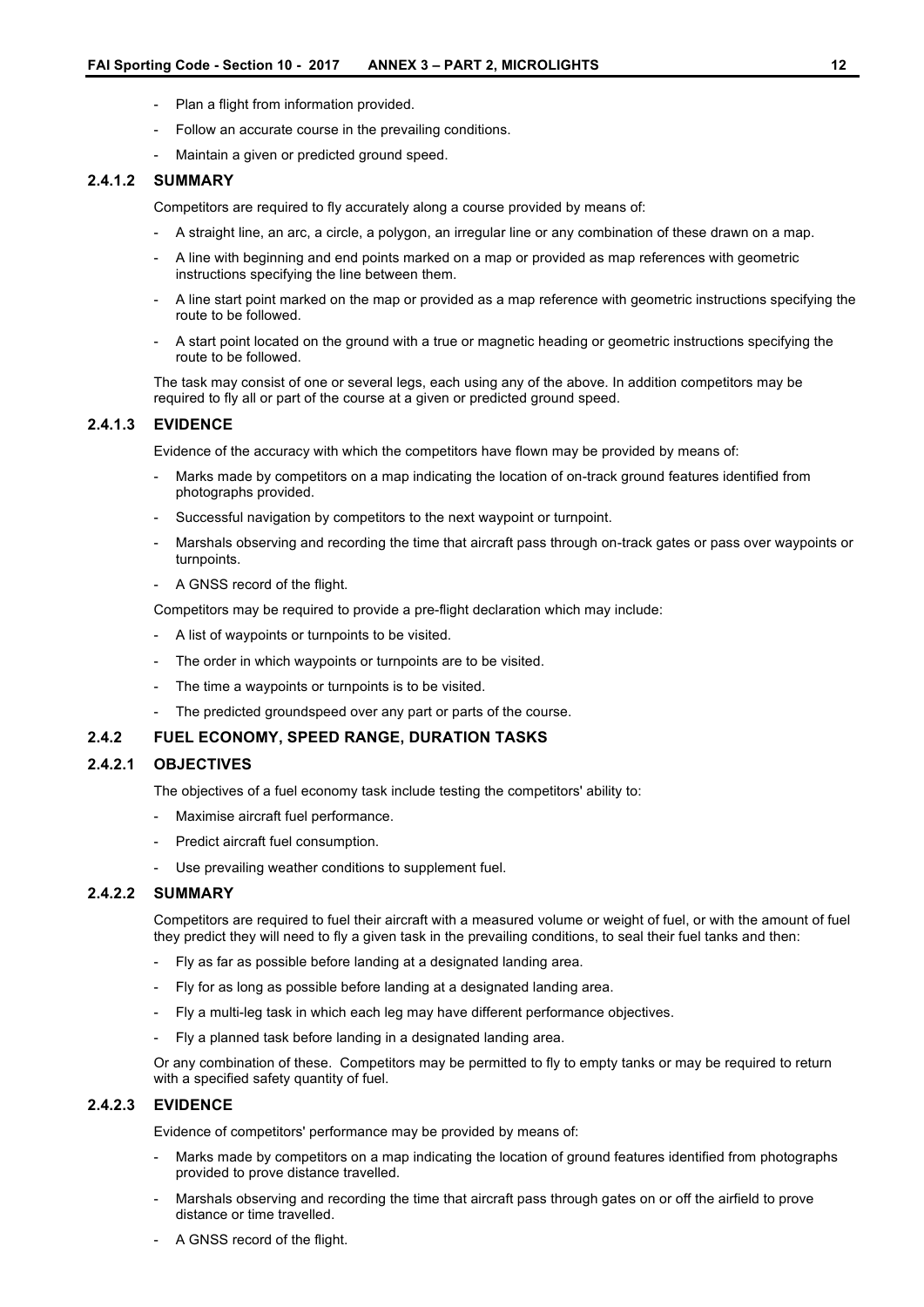- Plan a flight from information provided.
- Follow an accurate course in the prevailing conditions.
- Maintain a given or predicted ground speed.

#### 2.4.1.2 SUMMARY

Competitors are required to fly accurately along a course provided by means of:

- A straight line, an arc, a circle, a polygon, an irregular line or any combination of these drawn on a map.
- A line with beginning and end points marked on a map or provided as map references with geometric instructions specifying the line between them.
- A line start point marked on the map or provided as a map reference with geometric instructions specifying the route to be followed.
- A start point located on the ground with a true or magnetic heading or geometric instructions specifying the route to be followed.

The task may consist of one or several legs, each using any of the above. In addition competitors may be required to fly all or part of the course at a given or predicted ground speed.

#### 2.4.1.3 EVIDENCE

Evidence of the accuracy with which the competitors have flown may be provided by means of:

- Marks made by competitors on a map indicating the location of on-track ground features identified from photographs provided.
- Successful navigation by competitors to the next waypoint or turnpoint.
- Marshals observing and recording the time that aircraft pass through on-track gates or pass over waypoints or turnpoints.
- A GNSS record of the flight.

Competitors may be required to provide a pre-flight declaration which may include:

- A list of waypoints or turnpoints to be visited.
- The order in which waypoints or turnpoints are to be visited.
- The time a waypoints or turnpoints is to be visited.
- The predicted groundspeed over any part or parts of the course.

### 2.4.2 FUEL ECONOMY, SPEED RANGE, DURATION TASKS

#### 2.4.2.1 OBJECTIVES

The objectives of a fuel economy task include testing the competitors' ability to:

- Maximise aircraft fuel performance.
- Predict aircraft fuel consumption.
- Use prevailing weather conditions to supplement fuel.

#### 2.4.2.2 SUMMARY

Competitors are required to fuel their aircraft with a measured volume or weight of fuel, or with the amount of fuel they predict they will need to fly a given task in the prevailing conditions, to seal their fuel tanks and then:

- Fly as far as possible before landing at a designated landing area.
- Fly for as long as possible before landing at a designated landing area.
- Fly a multi-leg task in which each leg may have different performance objectives.
- Fly a planned task before landing in a designated landing area.

Or any combination of these. Competitors may be permitted to fly to empty tanks or may be required to return with a specified safety quantity of fuel.

#### 2.4.2.3 EVIDENCE

Evidence of competitors' performance may be provided by means of:

- Marks made by competitors on a map indicating the location of ground features identified from photographs provided to prove distance travelled.
- Marshals observing and recording the time that aircraft pass through gates on or off the airfield to prove distance or time travelled.
- A GNSS record of the flight.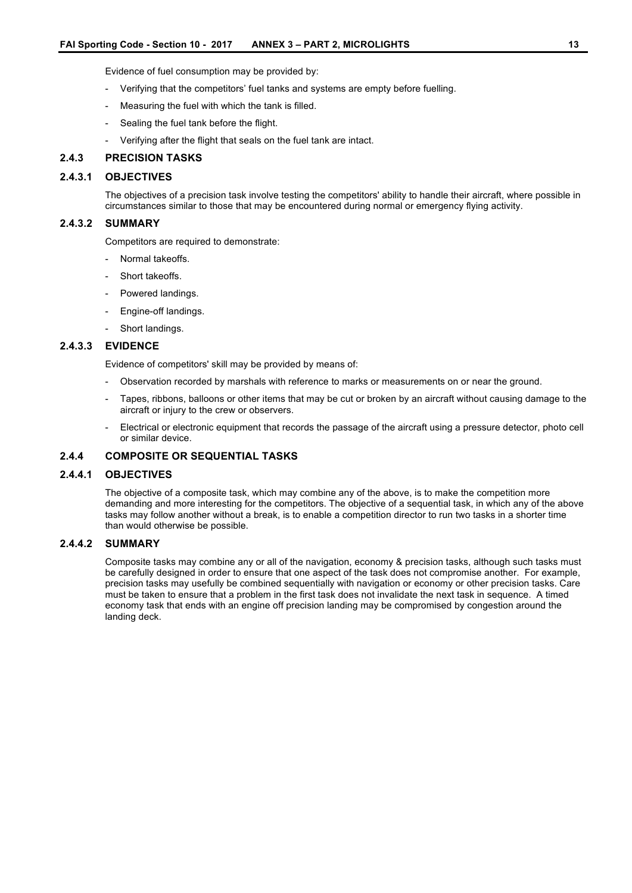Evidence of fuel consumption may be provided by:

- Verifying that the competitors' fuel tanks and systems are empty before fuelling.
- Measuring the fuel with which the tank is filled.
- Sealing the fuel tank before the flight.
- Verifying after the flight that seals on the fuel tank are intact.

### 2.4.3 PRECISION TASKS

#### 2.4.3.1 OBJECTIVES

The objectives of a precision task involve testing the competitors' ability to handle their aircraft, where possible in circumstances similar to those that may be encountered during normal or emergency flying activity.

#### 2.4.3.2 SUMMARY

Competitors are required to demonstrate:

- Normal takeoffs.
- Short takeoffs.
- Powered landings.
- Engine-off landings.
- Short landings.

#### 2.4.3.3 EVIDENCE

Evidence of competitors' skill may be provided by means of:

- Observation recorded by marshals with reference to marks or measurements on or near the ground.
- Tapes, ribbons, balloons or other items that may be cut or broken by an aircraft without causing damage to the aircraft or injury to the crew or observers.
- Electrical or electronic equipment that records the passage of the aircraft using a pressure detector, photo cell or similar device.

### 2.4.4 COMPOSITE OR SEQUENTIAL TASKS

#### 2.4.4.1 OBJECTIVES

The objective of a composite task, which may combine any of the above, is to make the competition more demanding and more interesting for the competitors. The objective of a sequential task, in which any of the above tasks may follow another without a break, is to enable a competition director to run two tasks in a shorter time than would otherwise be possible.

#### 2.4.4.2 SUMMARY

Composite tasks may combine any or all of the navigation, economy & precision tasks, although such tasks must be carefully designed in order to ensure that one aspect of the task does not compromise another. For example, precision tasks may usefully be combined sequentially with navigation or economy or other precision tasks. Care must be taken to ensure that a problem in the first task does not invalidate the next task in sequence. A timed economy task that ends with an engine off precision landing may be compromised by congestion around the landing deck.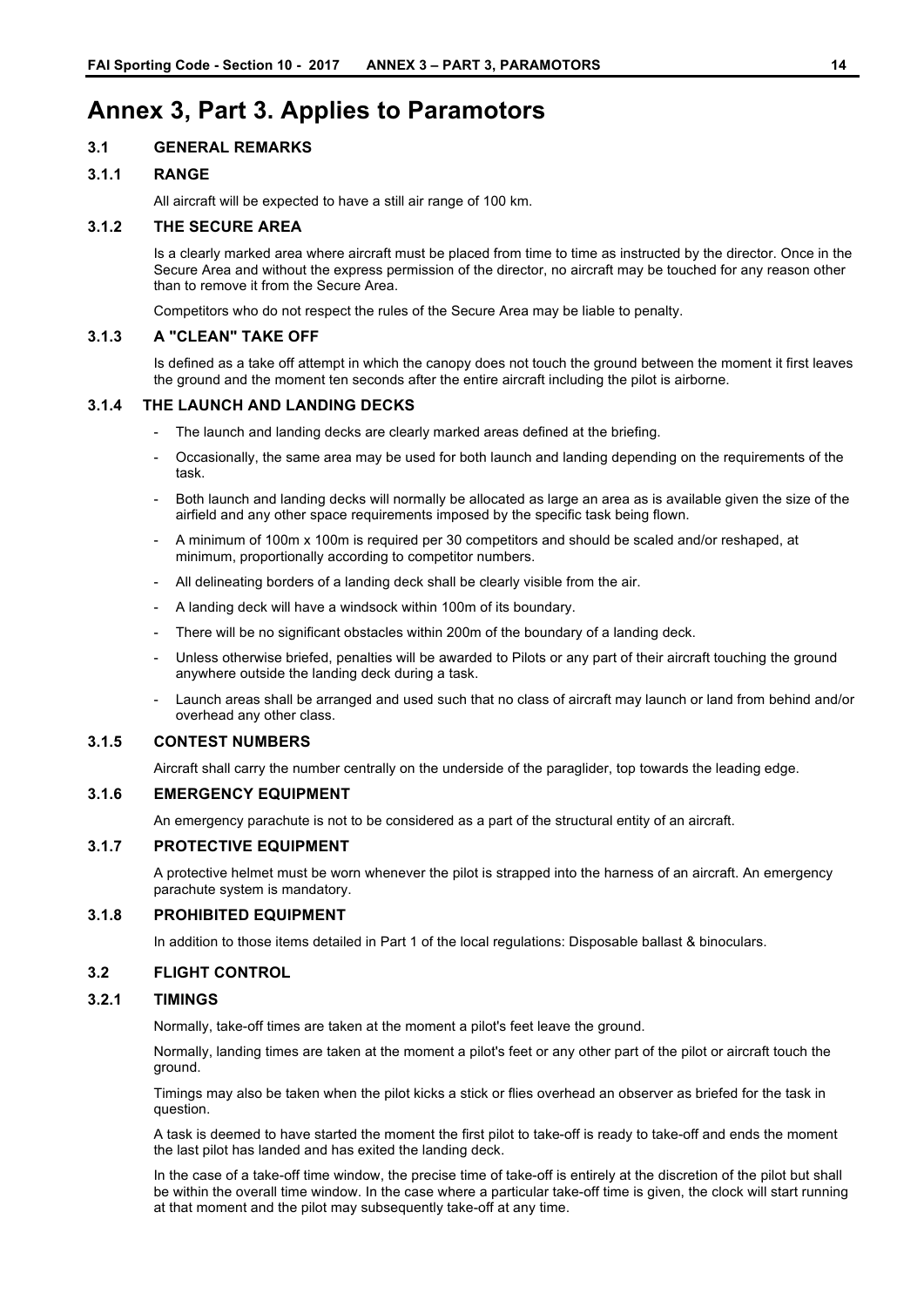# Annex 3, Part 3. Applies to Paramotors

## 3.1 GENERAL REMARKS

### 3.1.1 RANGE

All aircraft will be expected to have a still air range of 100 km.

### 3.1.2 THE SECURE AREA

Is a clearly marked area where aircraft must be placed from time to time as instructed by the director. Once in the Secure Area and without the express permission of the director, no aircraft may be touched for any reason other than to remove it from the Secure Area.

Competitors who do not respect the rules of the Secure Area may be liable to penalty.

### 3.1.3 A "CLEAN" TAKE OFF

Is defined as a take off attempt in which the canopy does not touch the ground between the moment it first leaves the ground and the moment ten seconds after the entire aircraft including the pilot is airborne.

### 3.1.4 THE LAUNCH AND LANDING DECKS

- The launch and landing decks are clearly marked areas defined at the briefing.
- Occasionally, the same area may be used for both launch and landing depending on the requirements of the task.
- Both launch and landing decks will normally be allocated as large an area as is available given the size of the airfield and any other space requirements imposed by the specific task being flown.
- A minimum of 100m x 100m is required per 30 competitors and should be scaled and/or reshaped, at minimum, proportionally according to competitor numbers.
- All delineating borders of a landing deck shall be clearly visible from the air.
- A landing deck will have a windsock within 100m of its boundary.
- There will be no significant obstacles within 200m of the boundary of a landing deck.
- Unless otherwise briefed, penalties will be awarded to Pilots or any part of their aircraft touching the ground anywhere outside the landing deck during a task.
- Launch areas shall be arranged and used such that no class of aircraft may launch or land from behind and/or overhead any other class.

### 3.1.5 CONTEST NUMBERS

Aircraft shall carry the number centrally on the underside of the paraglider, top towards the leading edge.

### 3.1.6 EMERGENCY EQUIPMENT

An emergency parachute is not to be considered as a part of the structural entity of an aircraft.

### 3.1.7 PROTECTIVE EQUIPMENT

A protective helmet must be worn whenever the pilot is strapped into the harness of an aircraft. An emergency parachute system is mandatory.

### 3.1.8 PROHIBITED EQUIPMENT

In addition to those items detailed in Part 1 of the local regulations: Disposable ballast & binoculars.

## 3.2 FLIGHT CONTROL

### 3.2.1 TIMINGS

Normally, take-off times are taken at the moment a pilot's feet leave the ground.

Normally, landing times are taken at the moment a pilot's feet or any other part of the pilot or aircraft touch the ground.

Timings may also be taken when the pilot kicks a stick or flies overhead an observer as briefed for the task in question.

A task is deemed to have started the moment the first pilot to take-off is ready to take-off and ends the moment the last pilot has landed and has exited the landing deck.

In the case of a take-off time window, the precise time of take-off is entirely at the discretion of the pilot but shall be within the overall time window. In the case where a particular take-off time is given, the clock will start running at that moment and the pilot may subsequently take-off at any time.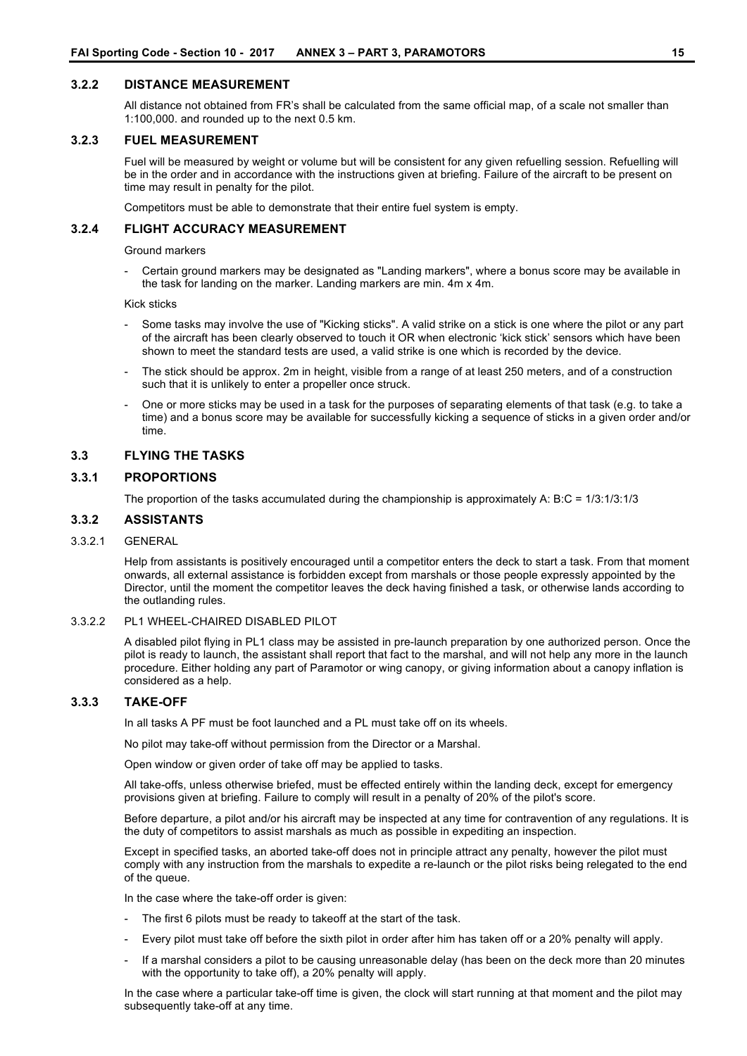### 3.2.2 DISTANCE MEASUREMENT

All distance not obtained from FR's shall be calculated from the same official map, of a scale not smaller than 1:100,000. and rounded up to the next 0.5 km.

### 3.2.3 FUEL MEASUREMENT

Fuel will be measured by weight or volume but will be consistent for any given refuelling session. Refuelling will be in the order and in accordance with the instructions given at briefing. Failure of the aircraft to be present on time may result in penalty for the pilot.

Competitors must be able to demonstrate that their entire fuel system is empty.

### 3.2.4 FLIGHT ACCURACY MEASUREMENT

Ground markers

- Certain ground markers may be designated as "Landing markers", where a bonus score may be available in the task for landing on the marker. Landing markers are min. 4m x 4m.

Kick sticks

- Some tasks may involve the use of "Kicking sticks". A valid strike on a stick is one where the pilot or any part of the aircraft has been clearly observed to touch it OR when electronic 'kick stick' sensors which have been shown to meet the standard tests are used, a valid strike is one which is recorded by the device.
- The stick should be approx. 2m in height, visible from a range of at least 250 meters, and of a construction such that it is unlikely to enter a propeller once struck.
- One or more sticks may be used in a task for the purposes of separating elements of that task (e.g. to take a time) and a bonus score may be available for successfully kicking a sequence of sticks in a given order and/or time.

## 3.3 FLYING THE TASKS

### 3.3.1 PROPORTIONS

The proportion of the tasks accumulated during the championship is approximately A: B:C = 1/3:1/3:1/3

### 3.3.2 ASSISTANTS

#### 3.3.2.1 GENERAL

Help from assistants is positively encouraged until a competitor enters the deck to start a task. From that moment onwards, all external assistance is forbidden except from marshals or those people expressly appointed by the Director, until the moment the competitor leaves the deck having finished a task, or otherwise lands according to the outlanding rules.

#### 3.3.2.2 PL1 WHEEL-CHAIRED DISABLED PILOT

A disabled pilot flying in PL1 class may be assisted in pre-launch preparation by one authorized person. Once the pilot is ready to launch, the assistant shall report that fact to the marshal, and will not help any more in the launch procedure. Either holding any part of Paramotor or wing canopy, or giving information about a canopy inflation is considered as a help.

### 3.3.3 TAKE-OFF

In all tasks A PF must be foot launched and a PL must take off on its wheels.

No pilot may take-off without permission from the Director or a Marshal.

Open window or given order of take off may be applied to tasks.

All take-offs, unless otherwise briefed, must be effected entirely within the landing deck, except for emergency provisions given at briefing. Failure to comply will result in a penalty of 20% of the pilot's score.

Before departure, a pilot and/or his aircraft may be inspected at any time for contravention of any regulations. It is the duty of competitors to assist marshals as much as possible in expediting an inspection.

Except in specified tasks, an aborted take-off does not in principle attract any penalty, however the pilot must comply with any instruction from the marshals to expedite a re-launch or the pilot risks being relegated to the end of the queue.

In the case where the take-off order is given:

- The first 6 pilots must be ready to takeoff at the start of the task.
- Every pilot must take off before the sixth pilot in order after him has taken off or a 20% penalty will apply.
- If a marshal considers a pilot to be causing unreasonable delay (has been on the deck more than 20 minutes with the opportunity to take off), a 20% penalty will apply.

In the case where a particular take-off time is given, the clock will start running at that moment and the pilot may subsequently take-off at any time.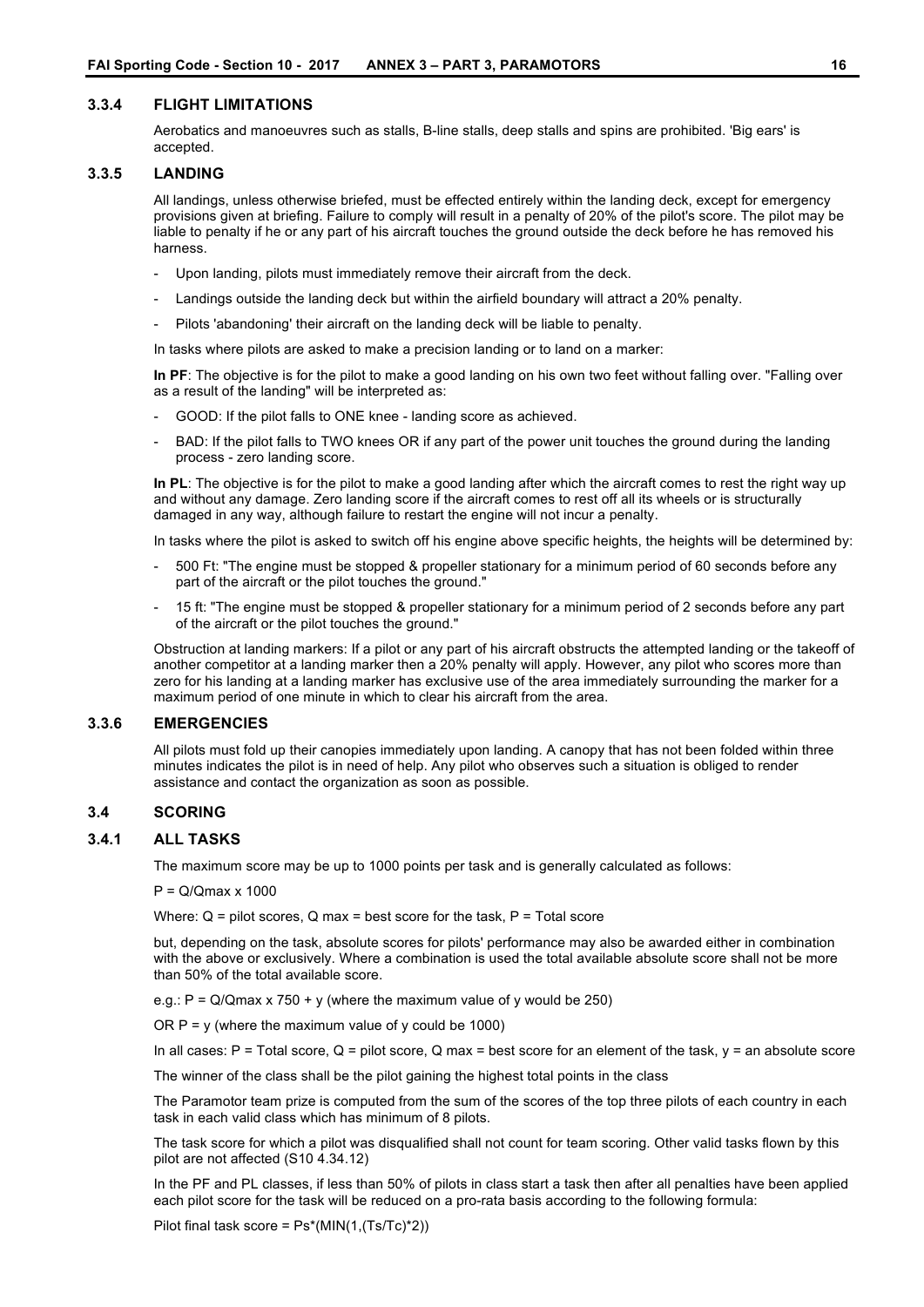### 3.3.4 FLIGHT LIMITATIONS

Aerobatics and manoeuvres such as stalls, B-line stalls, deep stalls and spins are prohibited. 'Big ears' is accepted.

### 3.3.5 LANDING

All landings, unless otherwise briefed, must be effected entirely within the landing deck, except for emergency provisions given at briefing. Failure to comply will result in a penalty of 20% of the pilot's score. The pilot may be liable to penalty if he or any part of his aircraft touches the ground outside the deck before he has removed his harness.

- Upon landing, pilots must immediately remove their aircraft from the deck.
- Landings outside the landing deck but within the airfield boundary will attract a 20% penalty.
- Pilots 'abandoning' their aircraft on the landing deck will be liable to penalty.

In tasks where pilots are asked to make a precision landing or to land on a marker:

**In PF**: The objective is for the pilot to make a good landing on his own two feet without falling over. "Falling over as a result of the landing" will be interpreted as:

- GOOD: If the pilot falls to ONE knee - landing score as achieved.
- BAD: If the pilot falls to TWO knees OR if any part of the power unit touches the ground during the landing process - zero landing score.

**In PL**: The objective is for the pilot to make a good landing after which the aircraft comes to rest the right way up and without any damage. Zero landing score if the aircraft comes to rest off all its wheels or is structurally damaged in any way, although failure to restart the engine will not incur a penalty.

In tasks where the pilot is asked to switch off his engine above specific heights, the heights will be determined by:

- 500 Ft: "The engine must be stopped & propeller stationary for a minimum period of 60 seconds before any part of the aircraft or the pilot touches the ground."
- 15 ft: "The engine must be stopped & propeller stationary for a minimum period of 2 seconds before any part of the aircraft or the pilot touches the ground."

Obstruction at landing markers: If a pilot or any part of his aircraft obstructs the attempted landing or the takeoff of another competitor at a landing marker then a 20% penalty will apply. However, any pilot who scores more than zero for his landing at a landing marker has exclusive use of the area immediately surrounding the marker for a maximum period of one minute in which to clear his aircraft from the area.

### 3.3.6 EMERGENCIES

All pilots must fold up their canopies immediately upon landing. A canopy that has not been folded within three minutes indicates the pilot is in need of help. Any pilot who observes such a situation is obliged to render assistance and contact the organization as soon as possible.

## 3.4 SCORING

### 3.4.1 ALL TASKS

The maximum score may be up to 1000 points per task and is generally calculated as follows:

$P = Q/Qmax \times 1000$

Where: Q = pilot scores, Q max = best score for the task, P = Total score

but, depending on the task, absolute scores for pilots' performance may also be awarded either in combination with the above or exclusively. Where a combination is used the total available absolute score shall not be more than 50% of the total available score.

e.g.: $P = Q/Qmax \times 750 + y$ (where the maximum value of y would be 250)

OR $P = y$ (where the maximum value of y could be 1000)

In all cases: P = Total score, Q = pilot score, Q max = best score for an element of the task, y = an absolute score

The winner of the class shall be the pilot gaining the highest total points in the class

The Paramotor team prize is computed from the sum of the scores of the top three pilots of each country in each task in each valid class which has minimum of 8 pilots.

The task score for which a pilot was disqualified shall not count for team scoring. Other valid tasks flown by this pilot are not affected (S10 4.34.12)

In the PF and PL classes, if less than 50% of pilots in class start a task then after all penalties have been applied each pilot score for the task will be reduced on a pro-rata basis according to the following formula:

Pilot final task score = $Ps*(MIN(1,(Ts/Tc)*2))$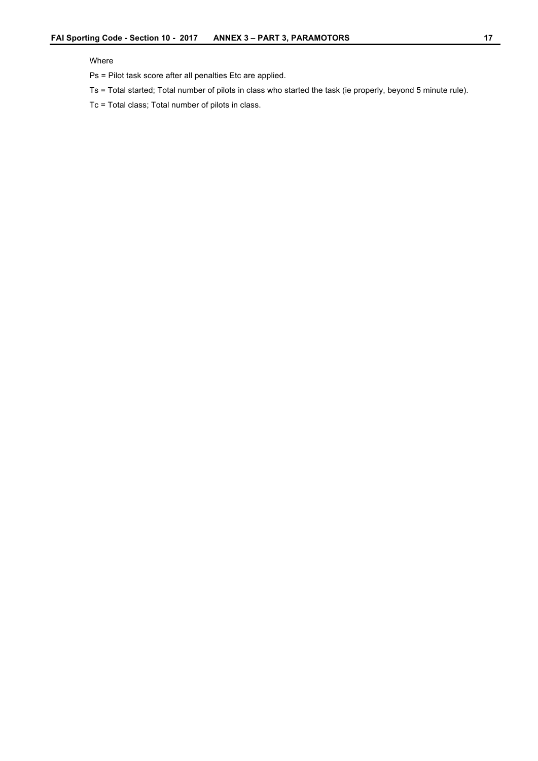Where

$P_s$ = Pilot task score after all penalties Etc are applied.

$T_s$ = Total started; Total number of pilots in class who started the task (ie properly, beyond 5 minute rule).

$T_c$ = Total class; Total number of pilots in class.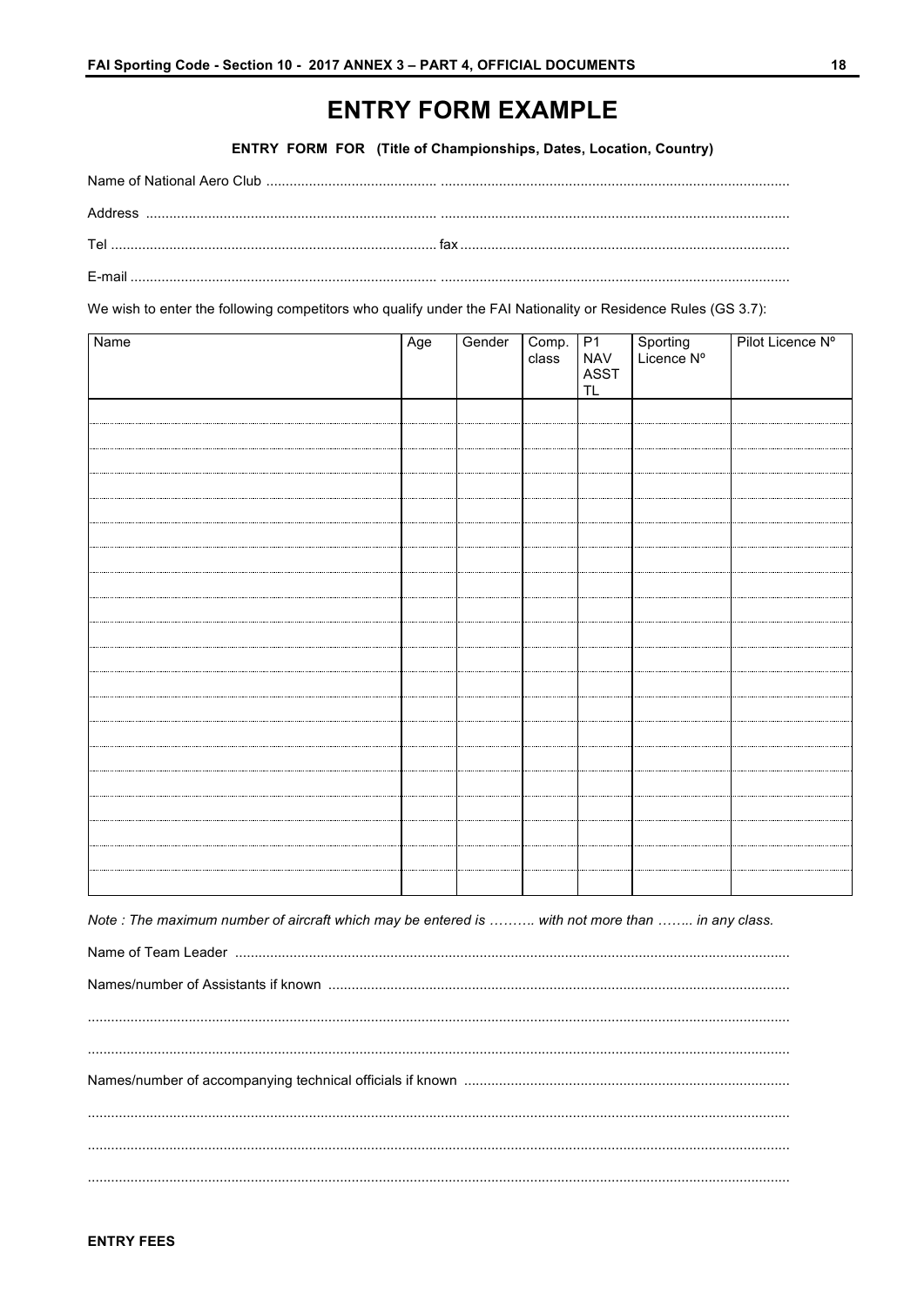# ENTRY FORM EXAMPLE

**ENTRY FORM FOR (Title of Championships, Dates, Location, Country)**

Name of National Aero Club ............................................. ........................................................................................

Address ............................................................................. ........................................................................................

Tel ................................................................................... fax ...................................................................................

E-mail ................................................................................ ........................................................................................

We wish to enter the following competitors who qualify under the FAI Nationality or Residence Rules (GS 3.7):

| Name | Age | Gender | Comp. class | P1 NAV ASST TL | Sporting Licence Nº | Pilot Licence Nº |
|---|---|---|---|---|---|---|
| | | | | | | |
| | | | | | | |
| | | | | | | |
| | | | | | | |
| | | | | | | |
| | | | | | | |
| | | | | | | |
| | | | | | | |
| | | | | | | |
| | | | | | | |
| | | | | | | |
| | | | | | | |
| | | | | | | |
| | | | | | | |
| | | | | | | |
| | | | | | | |
| | | | | | | |
| | | | | | | |
| | | | | | | |
| | | | | | | |

*Note : The maximum number of aircraft which may be entered is ………. with not more than …….. in any class.*

Name of Team Leader ..................................................................................................................................

Names/number of Assistants if known ........................................................................................................

..........................................................................................................................................................................

..........................................................................................................................................................................

Names/number of accompanying technical officials if known ....................................................................

..........................................................................................................................................................................

..........................................................................................................................................................................

..........................................................................................................................................................................

**ENTRY FEES**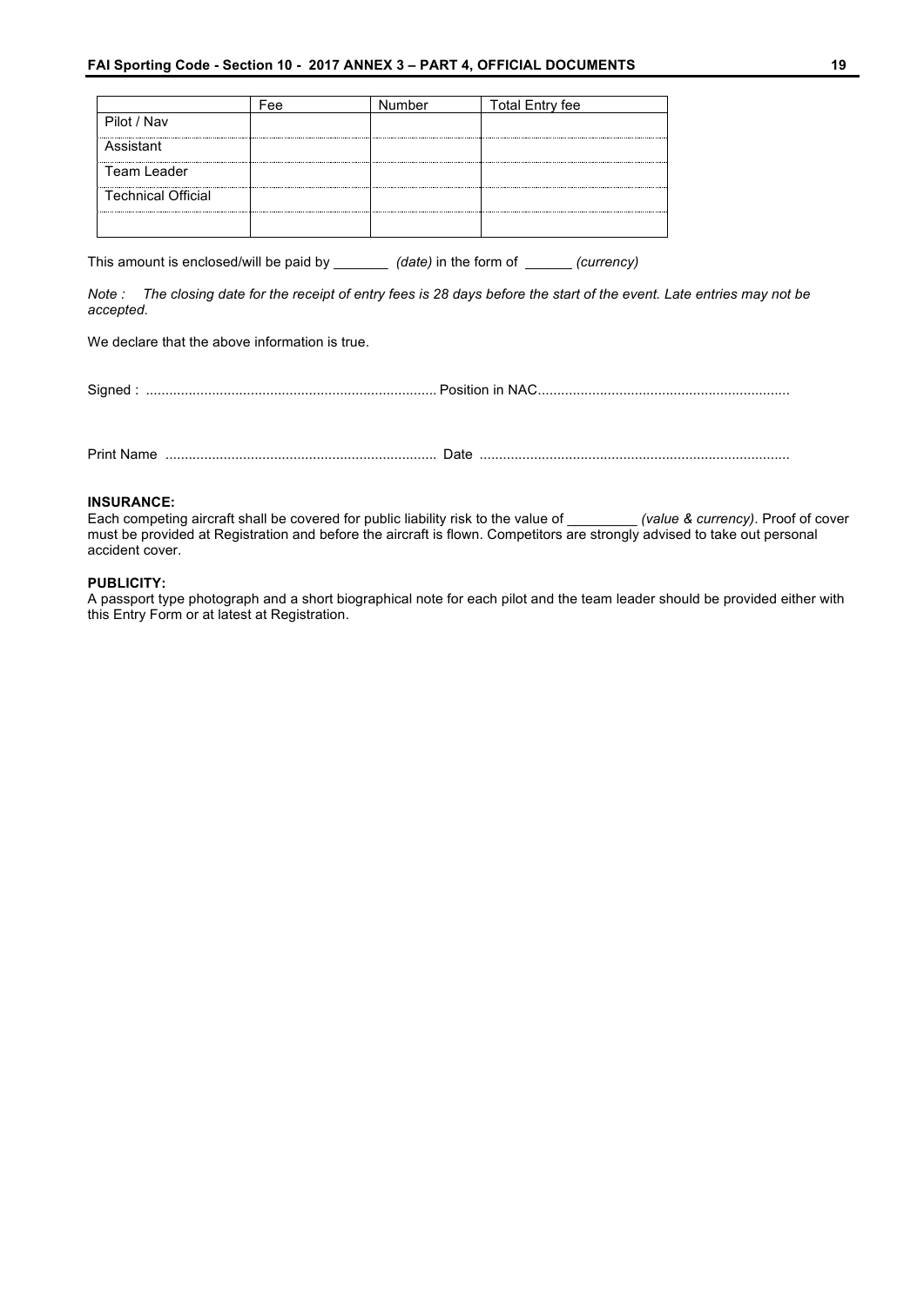| | Fee | Number | Total Entry fee |
|---|---|---|---|
| Pilot / Nav | | | |
| Assistant | | | |
| Team Leader | | | |
| Technical Official | | | |
| | | | |

This amount is enclosed/will be paid by _______ *(date)* in the form of ______ *(currency)*

*Note : The closing date for the receipt of entry fees is 28 days before the start of the event. Late entries may not be accepted.*

We declare that the above information is true.

Signed : .......................................................................... Position in NAC................................................................

Print Name ..................................................................... Date ...............................................................................

**INSURANCE:**
Each competing aircraft shall be covered for public liability risk to the value of _________ *(value & currency)*. Proof of cover must be provided at Registration and before the aircraft is flown. Competitors are strongly advised to take out personal accident cover.

**PUBLICITY:**
A passport type photograph and a short biographical note for each pilot and the team leader should be provided either with this Entry Form or at latest at Registration.